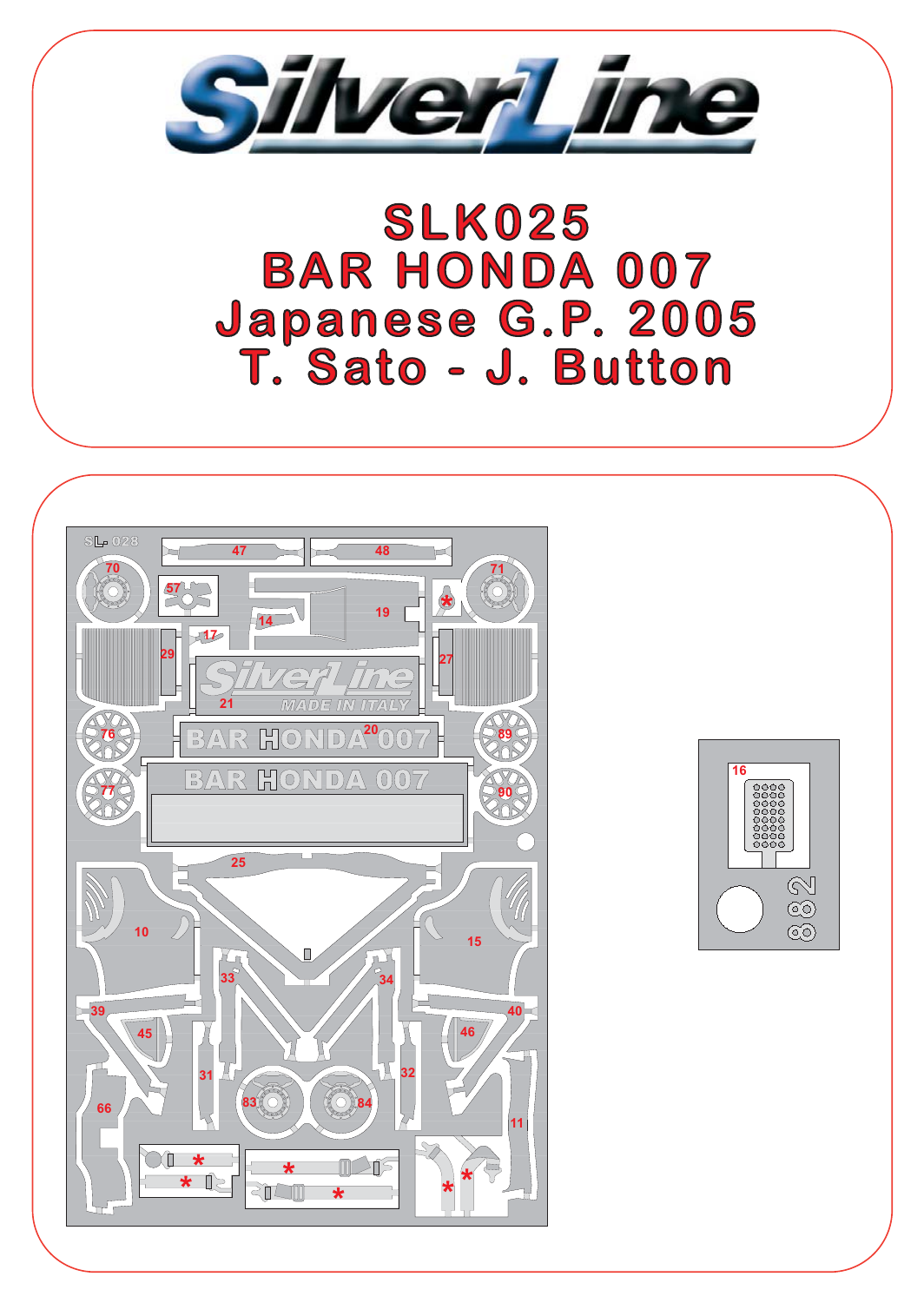# SilverLine

# SLK025
# BAR HONDA 007
# Japanese G.P. 2005
# T. Sato - J. Button

SL 028

47 48 70 57 19 14 71 * 17 29 27 21 SilverLine MADE IN ITALY 20 BAR HONDA 007 76 89 BAR HONDA 007 77 90 25 10 15 33 34 39 40 45 46 31 32 83 84 66 11 * * * * * *

16

882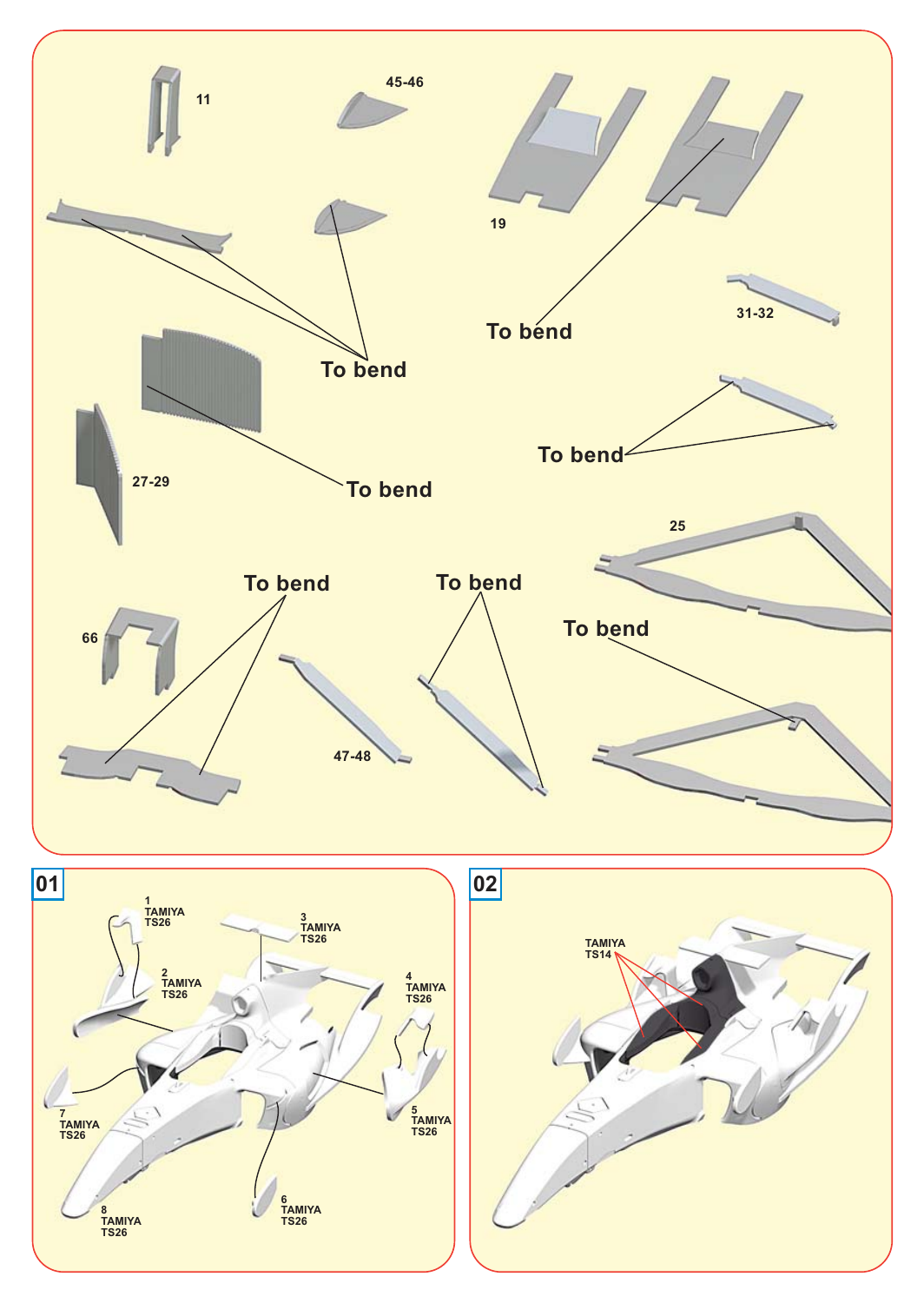11

45-46

19

To bend

To bend

31-32

To bend

27-29

To bend

25

To bend

To bend

To bend

66

47-48

## 01

1 TAMIYA TS26

3 TAMIYA TS26

2 TAMIYA TS26

4 TAMIYA TS26

7 TAMIYA TS26

5 TAMIYA TS26

6 TAMIYA TS26

8 TAMIYA TS26

## 02

TAMIYA TS14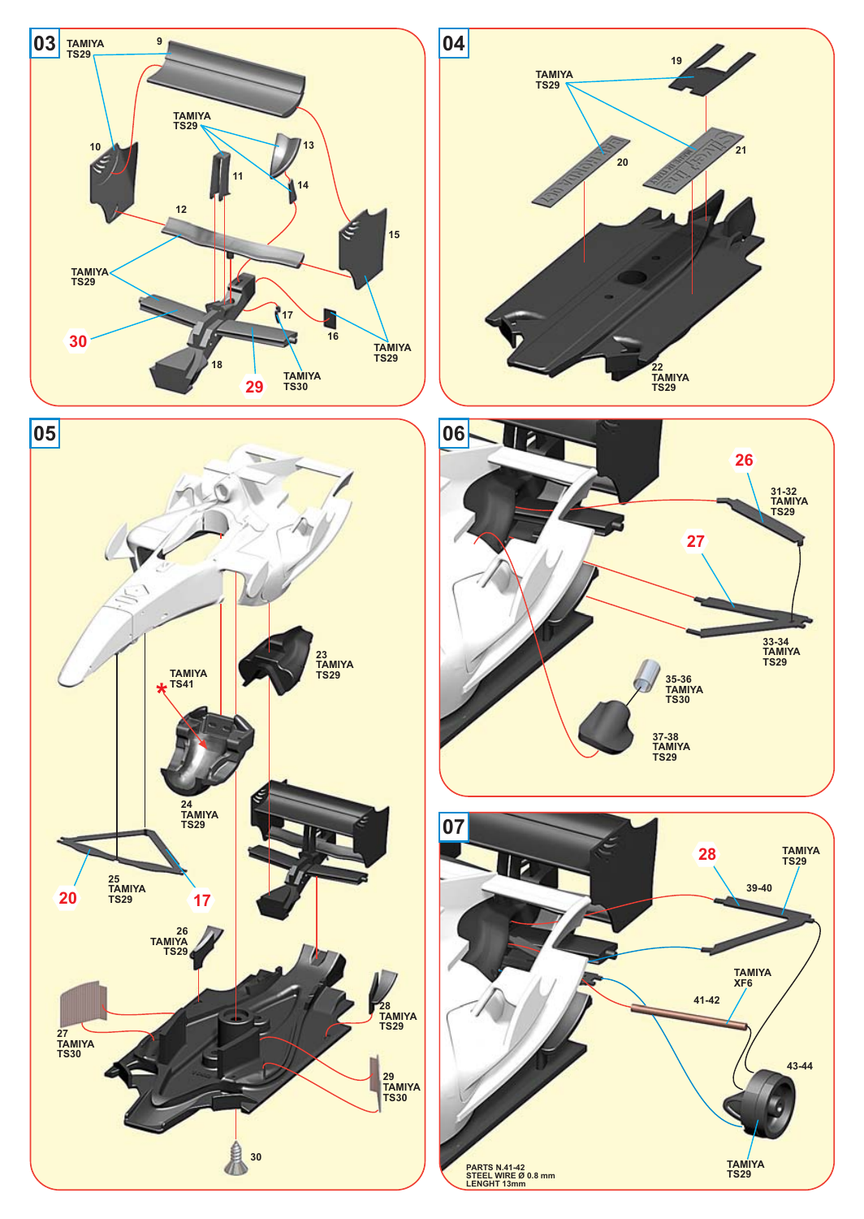## 03

TAMIYA TS29

9

10

TAMIYA TS29

13

11

14

12

15

TAMIYA TS29

30

17

16

18

TAMIYA TS29

29

TAMIYA TS30

## 04

TAMIYA TS29

19

20

21

22 TAMIYA TS29

## 05

23 TAMIYA TS29

TAMIYA TS41

*

24 TAMIYA TS29

25 TAMIYA TS29

20

17

26 TAMIYA TS29

27 TAMIYA TS30

28 TAMIYA TS29

29 TAMIYA TS30

30

## 06

26

31-32 TAMIYA TS29

27

33-34 TAMIYA TS29

35-36 TAMIYA TS30

37-38 TAMIYA TS29

## 07

28

TAMIYA TS29

39-40

TAMIYA XF6

41-42

43-44

TAMIYA TS29

PARTS N.41-42
STEEL WIRE Ø 0.8 mm
LENGHT 13mm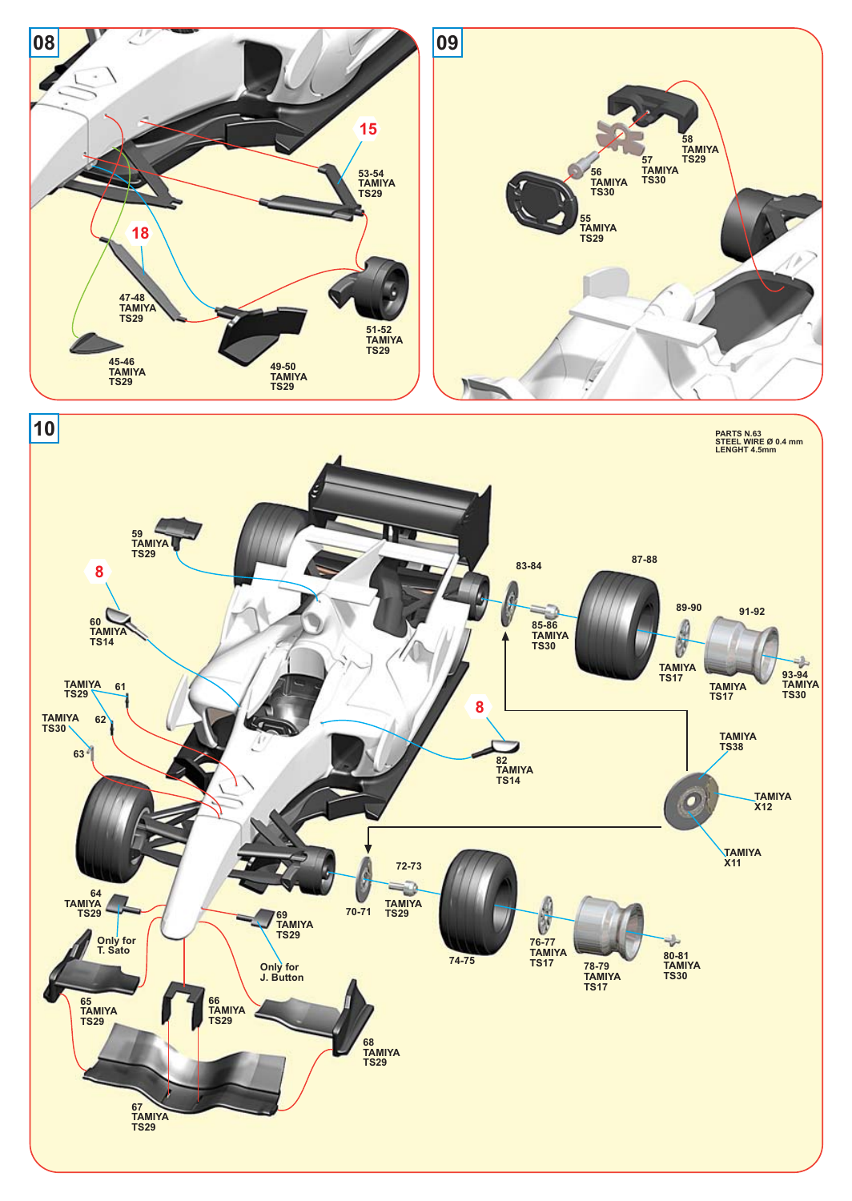## 08

15

53-54
TAMIYA
TS29

18

47-48
TAMIYA
TS29

51-52
TAMIYA
TS29

45-46
TAMIYA
TS29

49-50
TAMIYA
TS29

## 09

58
TAMIYA
TS29

57
TAMIYA
TS30

56
TAMIYA
TS30

55
TAMIYA
TS29

## 10

PARTS N.63
STEEL WIRE Ø 0.4 mm
LENGHT 4.5mm

59
TAMIYA
TS29

8

60
TAMIYA
TS14

83-84

87-88

85-86
TAMIYA
TS30

89-90

91-92

TAMIYA
TS17

TAMIYA
TS17

93-94
TAMIYA
TS30

TAMIYA
TS29
61

TAMIYA
TS30
62

63

8

82
TAMIYA
TS14

TAMIYA
TS38

TAMIYA
X12

TAMIYA
X11

72-73

64
TAMIYA
TS29

70-71

TAMIYA
TS29

69
TAMIYA
TS29

Only for
T. Sato

Only for
J. Button

74-75

76-77
TAMIYA
TS17

78-79
TAMIYA
TS17

80-81
TAMIYA
TS30

65
TAMIYA
TS29

66
TAMIYA
TS29

68
TAMIYA
TS29

67
TAMIYA
TS29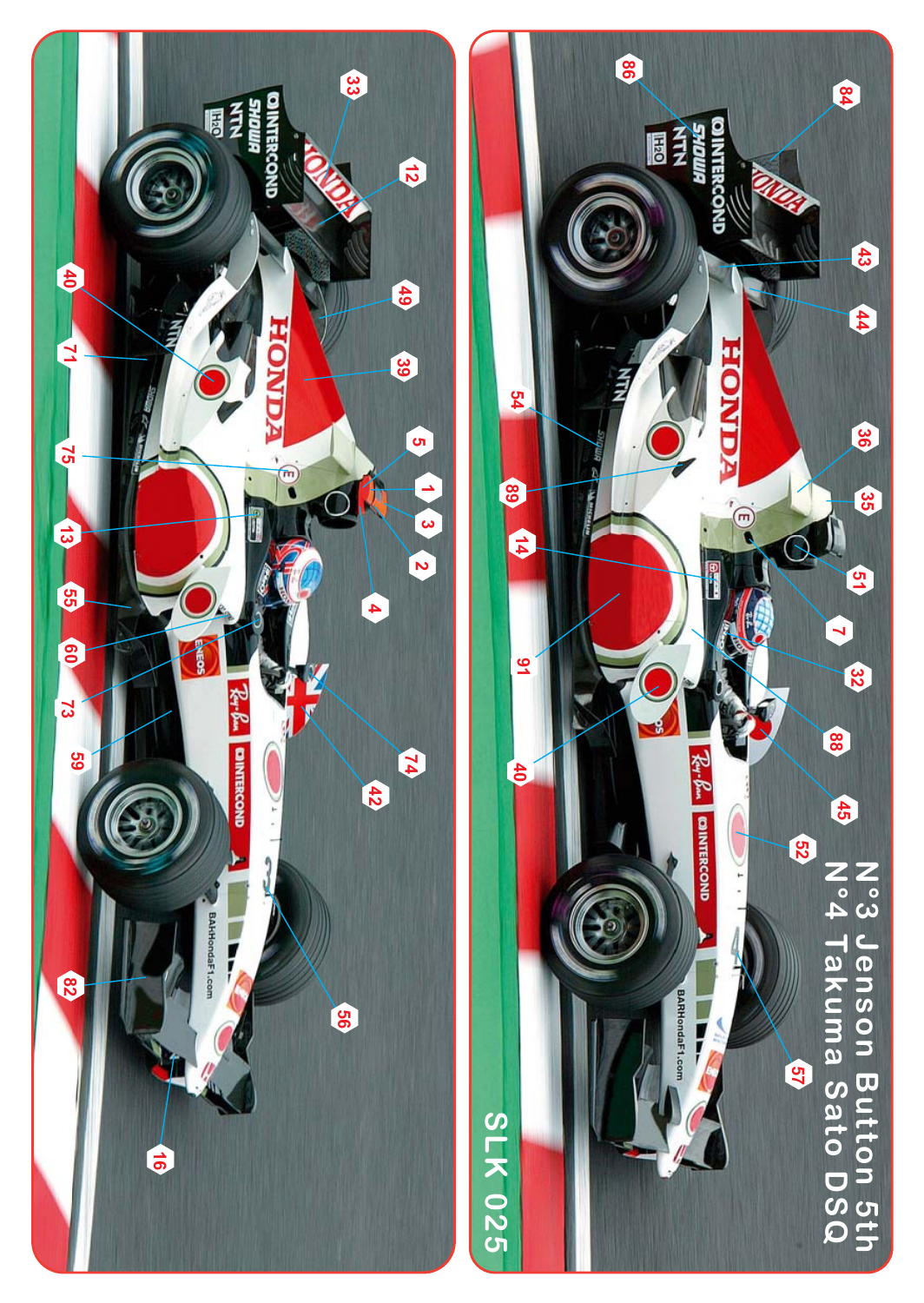N°3 Jenson Button 5th
N°4 Takuma Sato DSQ

SLK 025